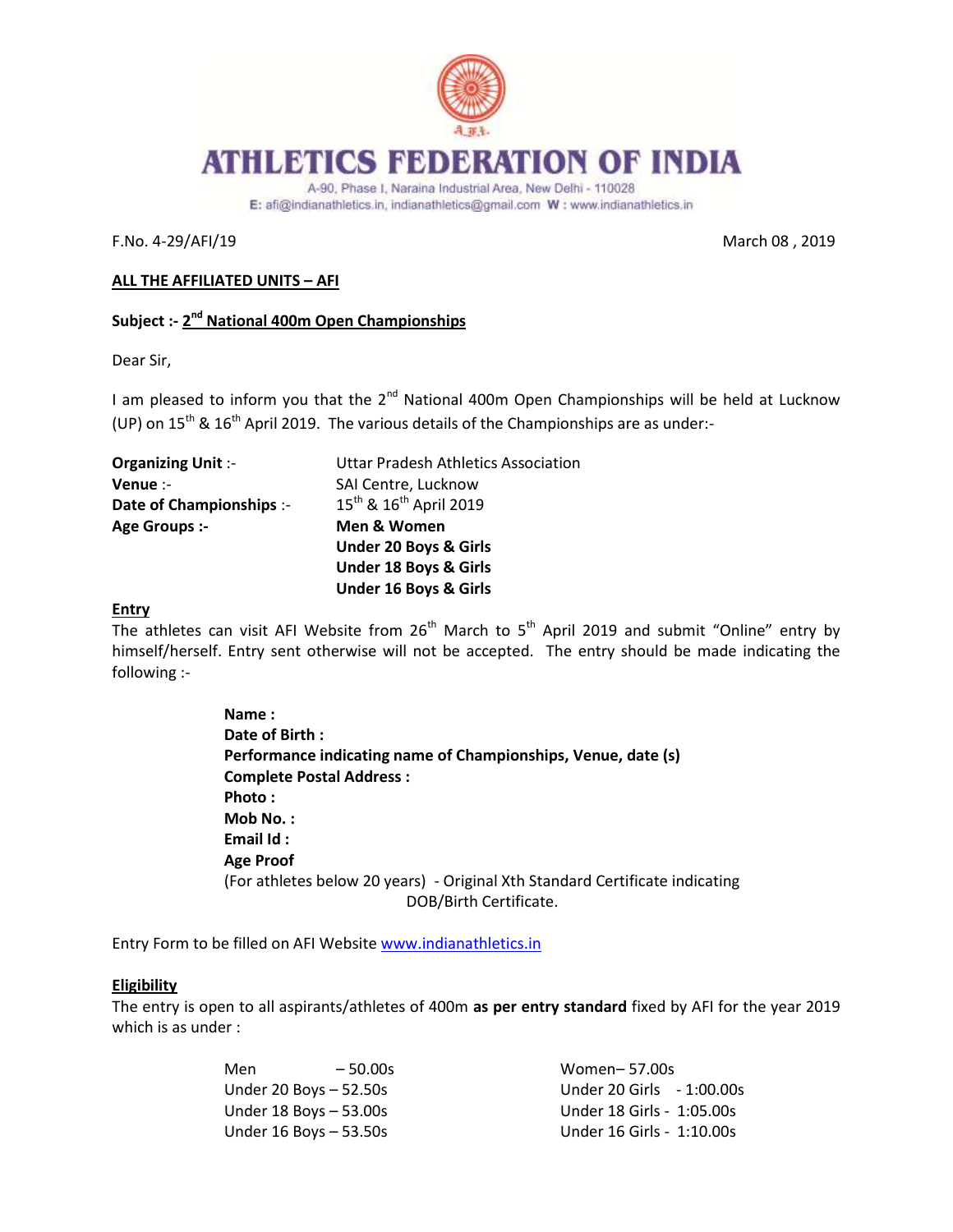# ATHLETICS FEDERATION OF INDIA

A-90, Phase I, Naraina Industrial Area, New Delhi - 110028
E: afi@indianathletics.in, indianathletics@gmail.com W : www.indianathletics.in

F.No. 4-29/AFI/19 March 08 , 2019

**ALL THE AFFILIATED UNITS – AFI**

**Subject :- 2nd National 400m Open Championships**

Dear Sir,

I am pleased to inform you that the 2nd National 400m Open Championships will be held at Lucknow (UP) on 15th & 16th April 2019. The various details of the Championships are as under:-

| | |
|---|---|
| **Organizing Unit** :- | Uttar Pradesh Athletics Association |
| **Venue** :- | SAI Centre, Lucknow |
| **Date of Championships** :- | 15th & 16th April 2019 |
| **Age Groups :-** | **Men & Women** |
| | **Under 20 Boys & Girls** |
| | **Under 18 Boys & Girls** |
| | **Under 16 Boys & Girls** |

**Entry**

The athletes can visit AFI Website from 26th March to 5th April 2019 and submit "Online" entry by himself/herself. Entry sent otherwise will not be accepted. The entry should be made indicating the following :-

**Name :**
**Date of Birth :**
**Performance indicating name of Championships, Venue, date (s)**
**Complete Postal Address :**
**Photo :**
**Mob No. :**
**Email Id :**
**Age Proof**
(For athletes below 20 years) - Original Xth Standard Certificate indicating DOB/Birth Certificate.

Entry Form to be filled on AFI Website www.indianathletics.in

**Eligibility**

The entry is open to all aspirants/athletes of 400m **as per entry standard** fixed by AFI for the year 2019 which is as under :

| | |
|---|---|
| Men – 50.00s | Women– 57.00s |
| Under 20 Boys – 52.50s | Under 20 Girls - 1:00.00s |
| Under 18 Boys – 53.00s | Under 18 Girls - 1:05.00s |
| Under 16 Boys – 53.50s | Under 16 Girls - 1:10.00s |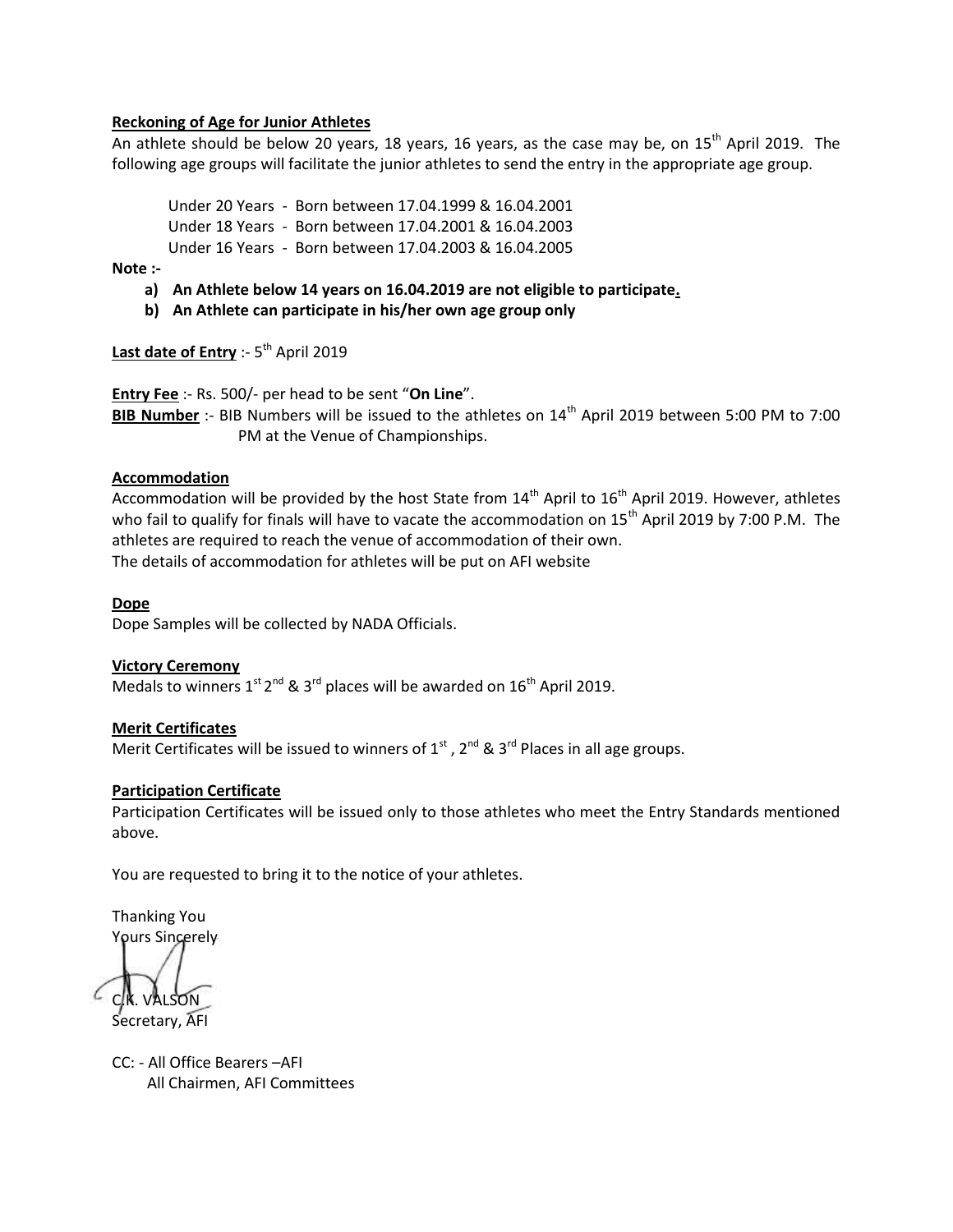**Reckoning of Age for Junior Athletes**

An athlete should be below 20 years, 18 years, 16 years, as the case may be, on 15th April 2019. The following age groups will facilitate the junior athletes to send the entry in the appropriate age group.

Under 20 Years - Born between 17.04.1999 & 16.04.2001
Under 18 Years - Born between 17.04.2001 & 16.04.2003
Under 16 Years - Born between 17.04.2003 & 16.04.2005

**Note :-**

a) **An Athlete below 14 years on 16.04.2019 are not eligible to participate.**
b) **An Athlete can participate in his/her own age group only**

**Last date of Entry** :- 5th April 2019

**Entry Fee** :- Rs. 500/- per head to be sent "**On Line**".

**BIB Number** :- BIB Numbers will be issued to the athletes on 14th April 2019 between 5:00 PM to 7:00 PM at the Venue of Championships.

**Accommodation**

Accommodation will be provided by the host State from 14th April to 16th April 2019. However, athletes who fail to qualify for finals will have to vacate the accommodation on 15th April 2019 by 7:00 P.M. The athletes are required to reach the venue of accommodation of their own.
The details of accommodation for athletes will be put on AFI website

**Dope**

Dope Samples will be collected by NADA Officials.

**Victory Ceremony**

Medals to winners 1st 2nd & 3rd places will be awarded on 16th April 2019.

**Merit Certificates**

Merit Certificates will be issued to winners of 1st , 2nd & 3rd Places in all age groups.

**Participation Certificate**

Participation Certificates will be issued only to those athletes who meet the Entry Standards mentioned above.

You are requested to bring it to the notice of your athletes.

Thanking You
Yours Sincerely

C.K. VALSON
Secretary, AFI

CC: - All Office Bearers –AFI
All Chairmen, AFI Committees